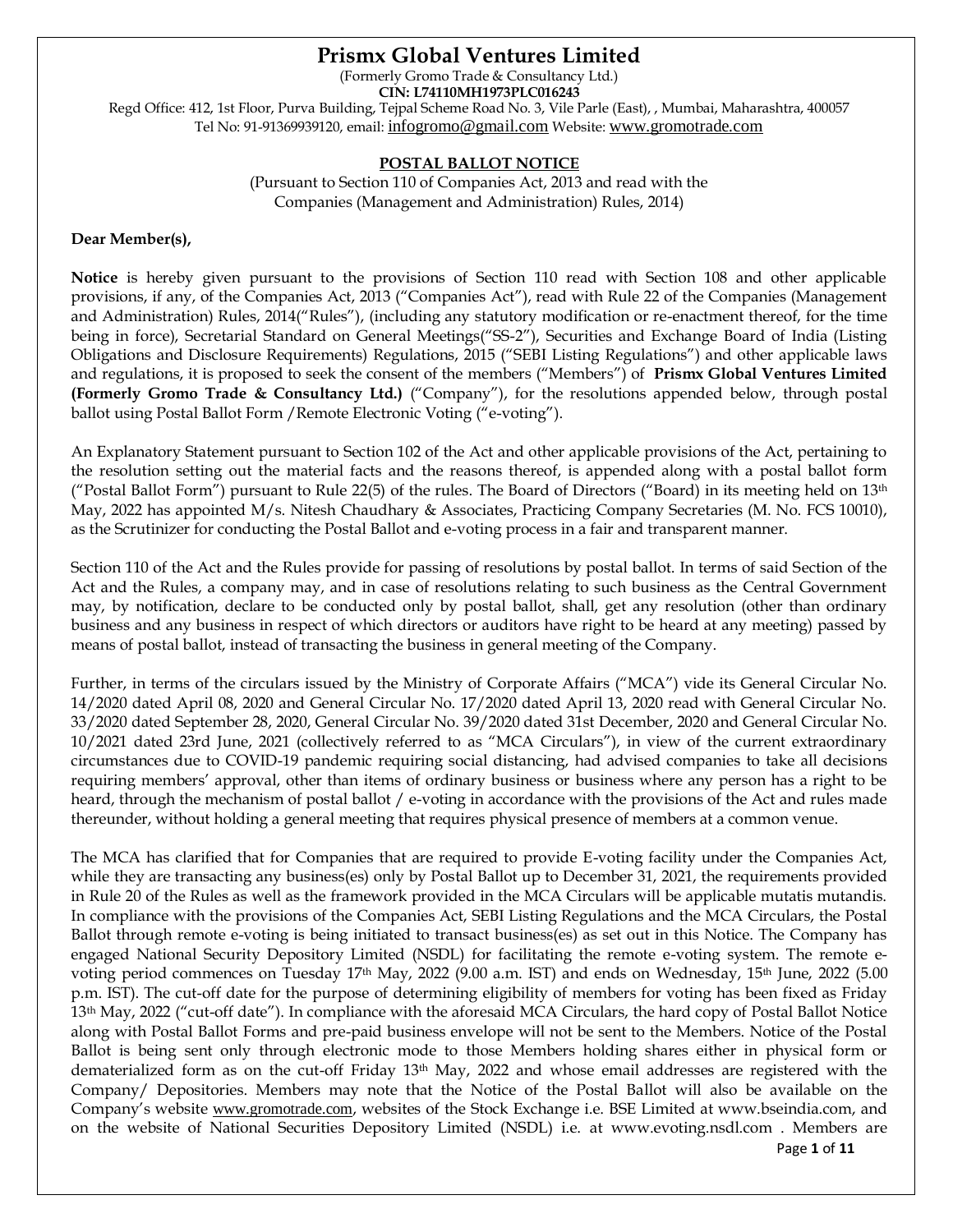# Prismx Global Ventures Limited

(Formerly Gromo Trade & Consultancy Ltd.)
**CIN: L74110MH1973PLC016243**
Regd Office: 412, 1st Floor, Purva Building, Tejpal Scheme Road No. 3, Vile Parle (East), , Mumbai, Maharashtra, 400057
Tel No: 91-91369939120, email: infogromo@gmail.com Website: www.gromotrade.com

## POSTAL BALLOT NOTICE

(Pursuant to Section 110 of Companies Act, 2013 and read with the Companies (Management and Administration) Rules, 2014)

**Dear Member(s),**

**Notice** is hereby given pursuant to the provisions of Section 110 read with Section 108 and other applicable provisions, if any, of the Companies Act, 2013 ("Companies Act"), read with Rule 22 of the Companies (Management and Administration) Rules, 2014("Rules"), (including any statutory modification or re-enactment thereof, for the time being in force), Secretarial Standard on General Meetings("SS-2"), Securities and Exchange Board of India (Listing Obligations and Disclosure Requirements) Regulations, 2015 ("SEBI Listing Regulations") and other applicable laws and regulations, it is proposed to seek the consent of the members ("Members") of **Prismx Global Ventures Limited (Formerly Gromo Trade & Consultancy Ltd.)** ("Company"), for the resolutions appended below, through postal ballot using Postal Ballot Form /Remote Electronic Voting ("e-voting").

An Explanatory Statement pursuant to Section 102 of the Act and other applicable provisions of the Act, pertaining to the resolution setting out the material facts and the reasons thereof, is appended along with a postal ballot form ("Postal Ballot Form") pursuant to Rule 22(5) of the rules. The Board of Directors ("Board) in its meeting held on 13th May, 2022 has appointed M/s. Nitesh Chaudhary & Associates, Practicing Company Secretaries (M. No. FCS 10010), as the Scrutinizer for conducting the Postal Ballot and e-voting process in a fair and transparent manner.

Section 110 of the Act and the Rules provide for passing of resolutions by postal ballot. In terms of said Section of the Act and the Rules, a company may, and in case of resolutions relating to such business as the Central Government may, by notification, declare to be conducted only by postal ballot, shall, get any resolution (other than ordinary business and any business in respect of which directors or auditors have right to be heard at any meeting) passed by means of postal ballot, instead of transacting the business in general meeting of the Company.

Further, in terms of the circulars issued by the Ministry of Corporate Affairs ("MCA") vide its General Circular No. 14/2020 dated April 08, 2020 and General Circular No. 17/2020 dated April 13, 2020 read with General Circular No. 33/2020 dated September 28, 2020, General Circular No. 39/2020 dated 31st December, 2020 and General Circular No. 10/2021 dated 23rd June, 2021 (collectively referred to as "MCA Circulars"), in view of the current extraordinary circumstances due to COVID-19 pandemic requiring social distancing, had advised companies to take all decisions requiring members' approval, other than items of ordinary business or business where any person has a right to be heard, through the mechanism of postal ballot / e-voting in accordance with the provisions of the Act and rules made thereunder, without holding a general meeting that requires physical presence of members at a common venue.

The MCA has clarified that for Companies that are required to provide E-voting facility under the Companies Act, while they are transacting any business(es) only by Postal Ballot up to December 31, 2021, the requirements provided in Rule 20 of the Rules as well as the framework provided in the MCA Circulars will be applicable mutatis mutandis. In compliance with the provisions of the Companies Act, SEBI Listing Regulations and the MCA Circulars, the Postal Ballot through remote e-voting is being initiated to transact business(es) as set out in this Notice. The Company has engaged National Security Depository Limited (NSDL) for facilitating the remote e-voting system. The remote e-voting period commences on Tuesday 17th May, 2022 (9.00 a.m. IST) and ends on Wednesday, 15th June, 2022 (5.00 p.m. IST). The cut-off date for the purpose of determining eligibility of members for voting has been fixed as Friday 13th May, 2022 ("cut-off date"). In compliance with the aforesaid MCA Circulars, the hard copy of Postal Ballot Notice along with Postal Ballot Forms and pre-paid business envelope will not be sent to the Members. Notice of the Postal Ballot is being sent only through electronic mode to those Members holding shares either in physical form or dematerialized form as on the cut-off Friday 13th May, 2022 and whose email addresses are registered with the Company/ Depositories. Members may note that the Notice of the Postal Ballot will also be available on the Company's website www.gromotrade.com, websites of the Stock Exchange i.e. BSE Limited at www.bseindia.com, and on the website of National Securities Depository Limited (NSDL) i.e. at www.evoting.nsdl.com . Members are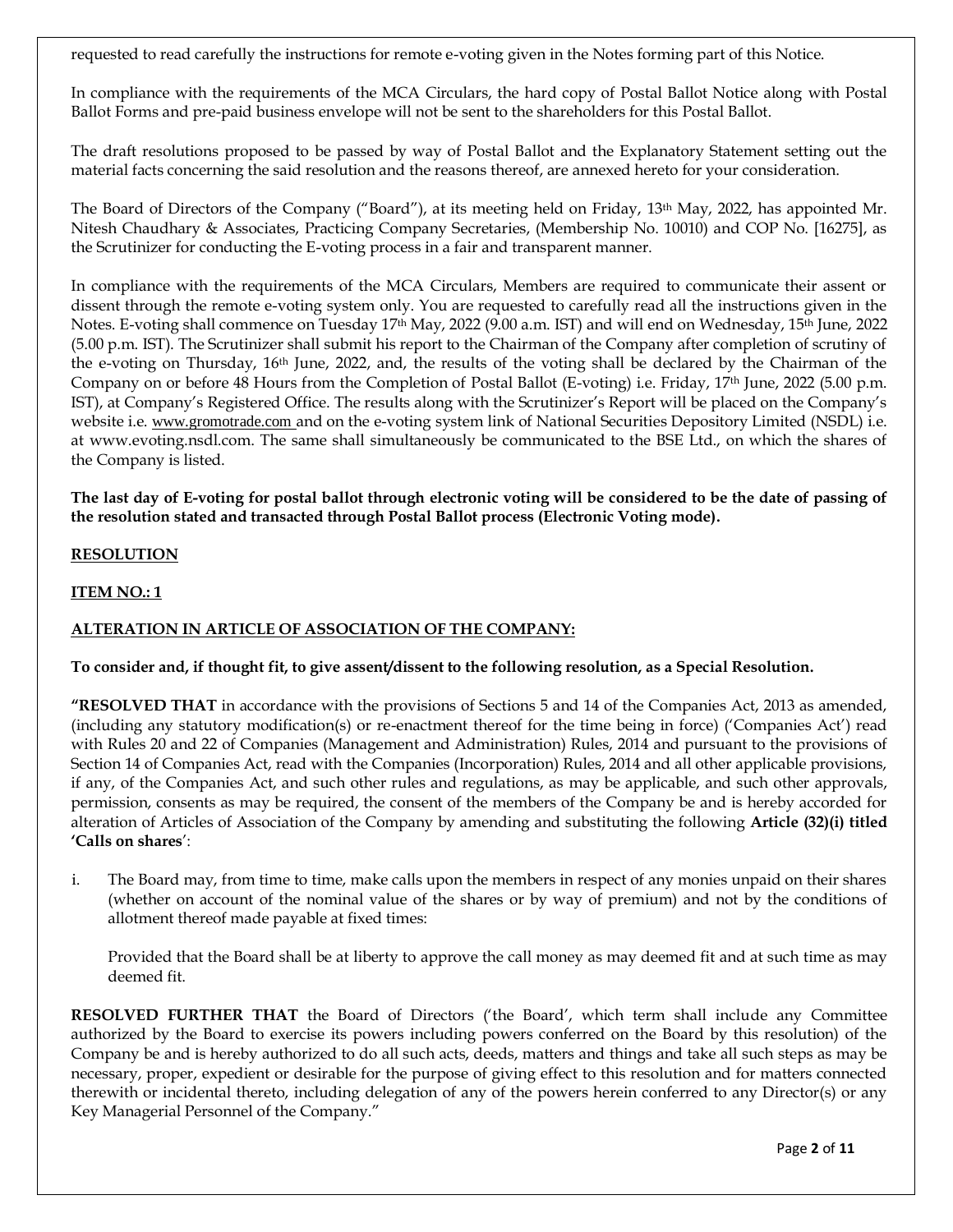requested to read carefully the instructions for remote e-voting given in the Notes forming part of this Notice.

In compliance with the requirements of the MCA Circulars, the hard copy of Postal Ballot Notice along with Postal Ballot Forms and pre-paid business envelope will not be sent to the shareholders for this Postal Ballot.

The draft resolutions proposed to be passed by way of Postal Ballot and the Explanatory Statement setting out the material facts concerning the said resolution and the reasons thereof, are annexed hereto for your consideration.

The Board of Directors of the Company ("Board"), at its meeting held on Friday, 13th May, 2022, has appointed Mr. Nitesh Chaudhary & Associates, Practicing Company Secretaries, (Membership No. 10010) and COP No. [16275], as the Scrutinizer for conducting the E-voting process in a fair and transparent manner.

In compliance with the requirements of the MCA Circulars, Members are required to communicate their assent or dissent through the remote e-voting system only. You are requested to carefully read all the instructions given in the Notes. E-voting shall commence on Tuesday 17th May, 2022 (9.00 a.m. IST) and will end on Wednesday, 15th June, 2022 (5.00 p.m. IST). The Scrutinizer shall submit his report to the Chairman of the Company after completion of scrutiny of the e-voting on Thursday, 16th June, 2022, and, the results of the voting shall be declared by the Chairman of the Company on or before 48 Hours from the Completion of Postal Ballot (E-voting) i.e. Friday, 17th June, 2022 (5.00 p.m. IST), at Company's Registered Office. The results along with the Scrutinizer's Report will be placed on the Company's website i.e. www.gromotrade.com and on the e-voting system link of National Securities Depository Limited (NSDL) i.e. at www.evoting.nsdl.com. The same shall simultaneously be communicated to the BSE Ltd., on which the shares of the Company is listed.

**The last day of E-voting for postal ballot through electronic voting will be considered to be the date of passing of the resolution stated and transacted through Postal Ballot process (Electronic Voting mode).**

**RESOLUTION**

**ITEM NO.: 1**

**ALTERATION IN ARTICLE OF ASSOCIATION OF THE COMPANY:**

**To consider and, if thought fit, to give assent/dissent to the following resolution, as a Special Resolution.**

**"RESOLVED THAT** in accordance with the provisions of Sections 5 and 14 of the Companies Act, 2013 as amended, (including any statutory modification(s) or re-enactment thereof for the time being in force) ('Companies Act') read with Rules 20 and 22 of Companies (Management and Administration) Rules, 2014 and pursuant to the provisions of Section 14 of Companies Act, read with the Companies (Incorporation) Rules, 2014 and all other applicable provisions, if any, of the Companies Act, and such other rules and regulations, as may be applicable, and such other approvals, permission, consents as may be required, the consent of the members of the Company be and is hereby accorded for alteration of Articles of Association of the Company by amending and substituting the following **Article (32)(i) titled 'Calls on shares'**:

i. The Board may, from time to time, make calls upon the members in respect of any monies unpaid on their shares (whether on account of the nominal value of the shares or by way of premium) and not by the conditions of allotment thereof made payable at fixed times:

   Provided that the Board shall be at liberty to approve the call money as may deemed fit and at such time as may deemed fit.

**RESOLVED FURTHER THAT** the Board of Directors ('the Board', which term shall include any Committee authorized by the Board to exercise its powers including powers conferred on the Board by this resolution) of the Company be and is hereby authorized to do all such acts, deeds, matters and things and take all such steps as may be necessary, proper, expedient or desirable for the purpose of giving effect to this resolution and for matters connected therewith or incidental thereto, including delegation of any of the powers herein conferred to any Director(s) or any Key Managerial Personnel of the Company."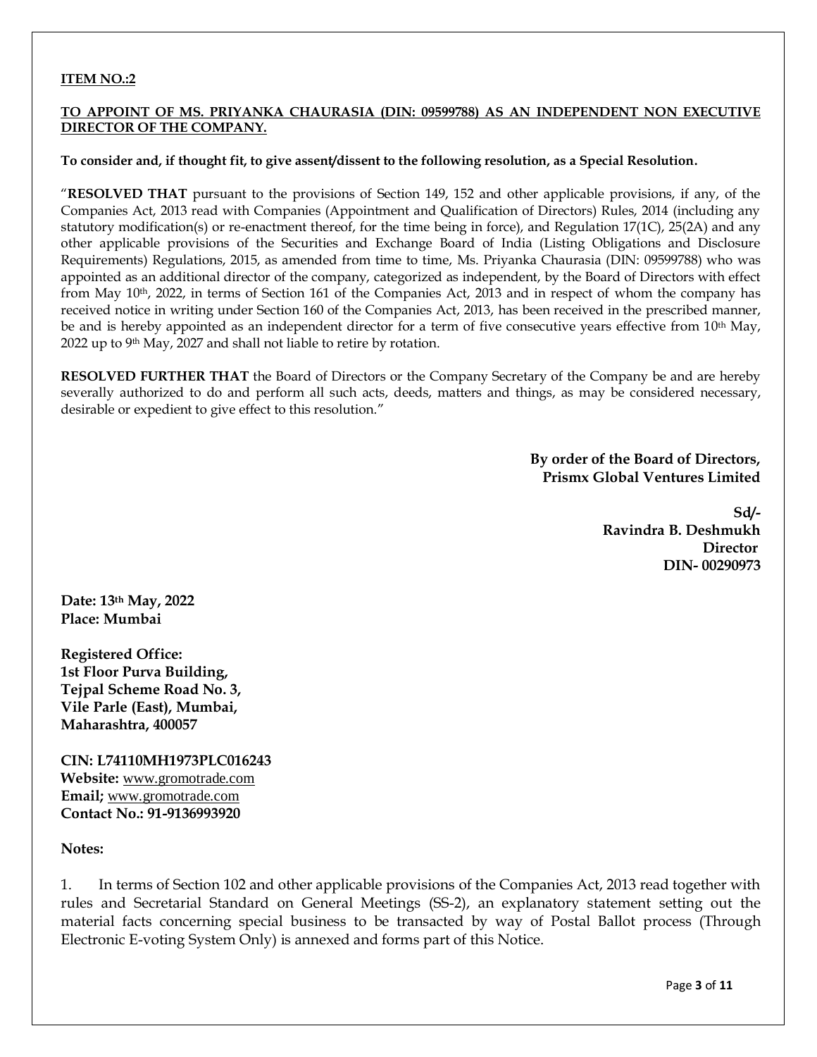**ITEM NO.:2**

**TO APPOINT OF MS. PRIYANKA CHAURASIA (DIN: 09599788) AS AN INDEPENDENT NON EXECUTIVE DIRECTOR OF THE COMPANY.**

**To consider and, if thought fit, to give assent/dissent to the following resolution, as a Special Resolution.**

"**RESOLVED THAT** pursuant to the provisions of Section 149, 152 and other applicable provisions, if any, of the Companies Act, 2013 read with Companies (Appointment and Qualification of Directors) Rules, 2014 (including any statutory modification(s) or re-enactment thereof, for the time being in force), and Regulation 17(1C), 25(2A) and any other applicable provisions of the Securities and Exchange Board of India (Listing Obligations and Disclosure Requirements) Regulations, 2015, as amended from time to time, Ms. Priyanka Chaurasia (DIN: 09599788) who was appointed as an additional director of the company, categorized as independent, by the Board of Directors with effect from May 10th, 2022, in terms of Section 161 of the Companies Act, 2013 and in respect of whom the company has received notice in writing under Section 160 of the Companies Act, 2013, has been received in the prescribed manner, be and is hereby appointed as an independent director for a term of five consecutive years effective from 10th May, 2022 up to 9th May, 2027 and shall not liable to retire by rotation.

**RESOLVED FURTHER THAT** the Board of Directors or the Company Secretary of the Company be and are hereby severally authorized to do and perform all such acts, deeds, matters and things, as may be considered necessary, desirable or expedient to give effect to this resolution."

**By order of the Board of Directors,**
**Prismx Global Ventures Limited**

**Sd/-**
**Ravindra B. Deshmukh**
**Director**
**DIN- 00290973**

**Date: 13th May, 2022**
**Place: Mumbai**

**Registered Office:**
**1st Floor Purva Building,**
**Tejpal Scheme Road No. 3,**
**Vile Parle (East), Mumbai,**
**Maharashtra, 400057**

**CIN: L74110MH1973PLC016243**
**Website:** www.gromotrade.com
**Email;** www.gromotrade.com
**Contact No.: 91-9136993920**

**Notes:**

1. In terms of Section 102 and other applicable provisions of the Companies Act, 2013 read together with rules and Secretarial Standard on General Meetings (SS-2), an explanatory statement setting out the material facts concerning special business to be transacted by way of Postal Ballot process (Through Electronic E-voting System Only) is annexed and forms part of this Notice.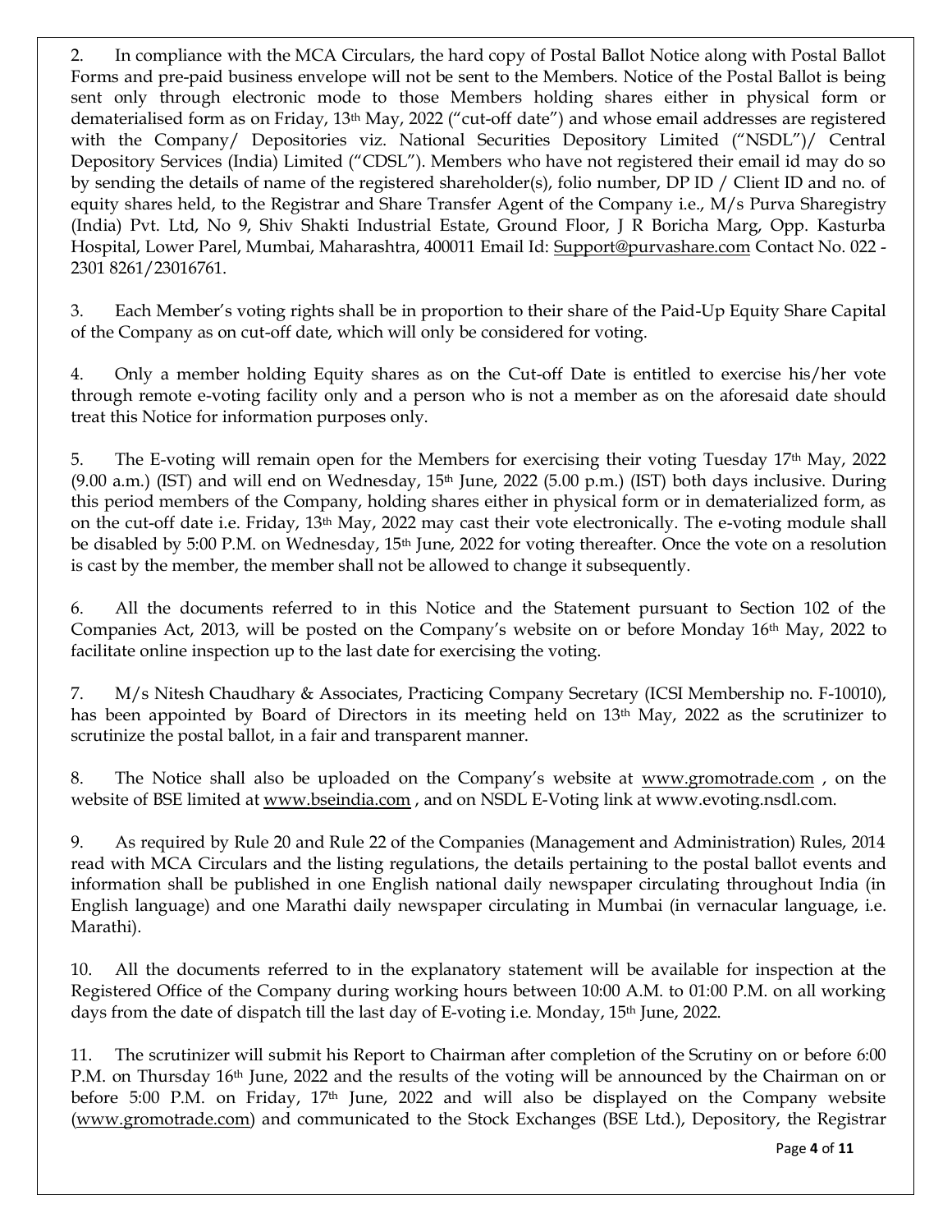2. In compliance with the MCA Circulars, the hard copy of Postal Ballot Notice along with Postal Ballot Forms and pre-paid business envelope will not be sent to the Members. Notice of the Postal Ballot is being sent only through electronic mode to those Members holding shares either in physical form or dematerialised form as on Friday, 13th May, 2022 ("cut-off date") and whose email addresses are registered with the Company/ Depositories viz. National Securities Depository Limited ("NSDL")/ Central Depository Services (India) Limited ("CDSL"). Members who have not registered their email id may do so by sending the details of name of the registered shareholder(s), folio number, DP ID / Client ID and no. of equity shares held, to the Registrar and Share Transfer Agent of the Company i.e., M/s Purva Sharegistry (India) Pvt. Ltd, No 9, Shiv Shakti Industrial Estate, Ground Floor, J R Boricha Marg, Opp. Kasturba Hospital, Lower Parel, Mumbai, Maharashtra, 400011 Email Id: Support@purvashare.com Contact No. 022 - 2301 8261/23016761.

3. Each Member's voting rights shall be in proportion to their share of the Paid-Up Equity Share Capital of the Company as on cut-off date, which will only be considered for voting.

4. Only a member holding Equity shares as on the Cut-off Date is entitled to exercise his/her vote through remote e-voting facility only and a person who is not a member as on the aforesaid date should treat this Notice for information purposes only.

5. The E-voting will remain open for the Members for exercising their voting Tuesday 17th May, 2022 (9.00 a.m.) (IST) and will end on Wednesday, 15th June, 2022 (5.00 p.m.) (IST) both days inclusive. During this period members of the Company, holding shares either in physical form or in dematerialized form, as on the cut-off date i.e. Friday, 13th May, 2022 may cast their vote electronically. The e-voting module shall be disabled by 5:00 P.M. on Wednesday, 15th June, 2022 for voting thereafter. Once the vote on a resolution is cast by the member, the member shall not be allowed to change it subsequently.

6. All the documents referred to in this Notice and the Statement pursuant to Section 102 of the Companies Act, 2013, will be posted on the Company's website on or before Monday 16th May, 2022 to facilitate online inspection up to the last date for exercising the voting.

7. M/s Nitesh Chaudhary & Associates, Practicing Company Secretary (ICSI Membership no. F-10010), has been appointed by Board of Directors in its meeting held on 13th May, 2022 as the scrutinizer to scrutinize the postal ballot, in a fair and transparent manner.

8. The Notice shall also be uploaded on the Company's website at www.gromotrade.com , on the website of BSE limited at www.bseindia.com , and on NSDL E-Voting link at www.evoting.nsdl.com.

9. As required by Rule 20 and Rule 22 of the Companies (Management and Administration) Rules, 2014 read with MCA Circulars and the listing regulations, the details pertaining to the postal ballot events and information shall be published in one English national daily newspaper circulating throughout India (in English language) and one Marathi daily newspaper circulating in Mumbai (in vernacular language, i.e. Marathi).

10. All the documents referred to in the explanatory statement will be available for inspection at the Registered Office of the Company during working hours between 10:00 A.M. to 01:00 P.M. on all working days from the date of dispatch till the last day of E-voting i.e. Monday, 15th June, 2022.

11. The scrutinizer will submit his Report to Chairman after completion of the Scrutiny on or before 6:00 P.M. on Thursday 16th June, 2022 and the results of the voting will be announced by the Chairman on or before 5:00 P.M. on Friday, 17th June, 2022 and will also be displayed on the Company website (www.gromotrade.com) and communicated to the Stock Exchanges (BSE Ltd.), Depository, the Registrar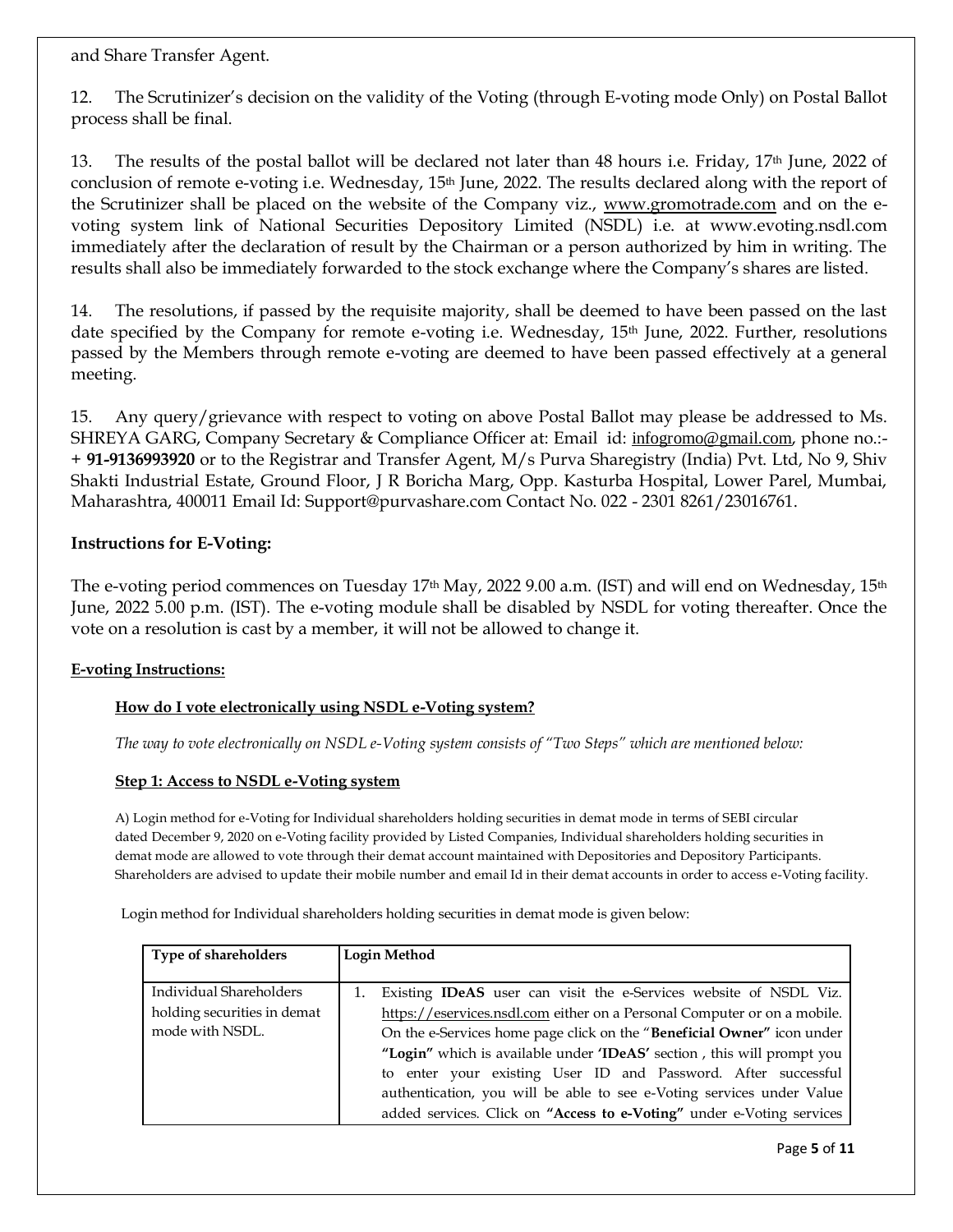and Share Transfer Agent.

12. The Scrutinizer's decision on the validity of the Voting (through E-voting mode Only) on Postal Ballot process shall be final.

13. The results of the postal ballot will be declared not later than 48 hours i.e. Friday, 17th June, 2022 of conclusion of remote e-voting i.e. Wednesday, 15th June, 2022. The results declared along with the report of the Scrutinizer shall be placed on the website of the Company viz., www.gromotrade.com and on the e-voting system link of National Securities Depository Limited (NSDL) i.e. at www.evoting.nsdl.com immediately after the declaration of result by the Chairman or a person authorized by him in writing. The results shall also be immediately forwarded to the stock exchange where the Company's shares are listed.

14. The resolutions, if passed by the requisite majority, shall be deemed to have been passed on the last date specified by the Company for remote e-voting i.e. Wednesday, 15th June, 2022. Further, resolutions passed by the Members through remote e-voting are deemed to have been passed effectively at a general meeting.

15. Any query/grievance with respect to voting on above Postal Ballot may please be addressed to Ms. SHREYA GARG, Company Secretary & Compliance Officer at: Email id: infogromo@gmail.com, phone no.:- **+ 91-9136993920** or to the Registrar and Transfer Agent, M/s Purva Sharegistry (India) Pvt. Ltd, No 9, Shiv Shakti Industrial Estate, Ground Floor, J R Boricha Marg, Opp. Kasturba Hospital, Lower Parel, Mumbai, Maharashtra, 400011 Email Id: Support@purvashare.com Contact No. 022 - 2301 8261/23016761.

### Instructions for E-Voting:

The e-voting period commences on Tuesday 17th May, 2022 9.00 a.m. (IST) and will end on Wednesday, 15th June, 2022 5.00 p.m. (IST). The e-voting module shall be disabled by NSDL for voting thereafter. Once the vote on a resolution is cast by a member, it will not be allowed to change it.

**E-voting Instructions:**

**How do I vote electronically using NSDL e-Voting system?**

*The way to vote electronically on NSDL e-Voting system consists of "Two Steps" which are mentioned below:*

**Step 1: Access to NSDL e-Voting system**

A) Login method for e-Voting for Individual shareholders holding securities in demat mode in terms of SEBI circular dated December 9, 2020 on e-Voting facility provided by Listed Companies, Individual shareholders holding securities in demat mode are allowed to vote through their demat account maintained with Depositories and Depository Participants. Shareholders are advised to update their mobile number and email Id in their demat accounts in order to access e-Voting facility.

Login method for Individual shareholders holding securities in demat mode is given below:

| Type of shareholders | Login Method |
|---|---|
| Individual Shareholders holding securities in demat mode with NSDL. | 1. Existing **IDeAS** user can visit the e-Services website of NSDL Viz. https://eservices.nsdl.com either on a Personal Computer or on a mobile. On the e-Services home page click on the "**Beneficial Owner"** icon under **"Login"** which is available under **'IDeAS'** section , this will prompt you to enter your existing User ID and Password. After successful authentication, you will be able to see e-Voting services under Value added services. Click on **"Access to e-Voting"** under e-Voting services |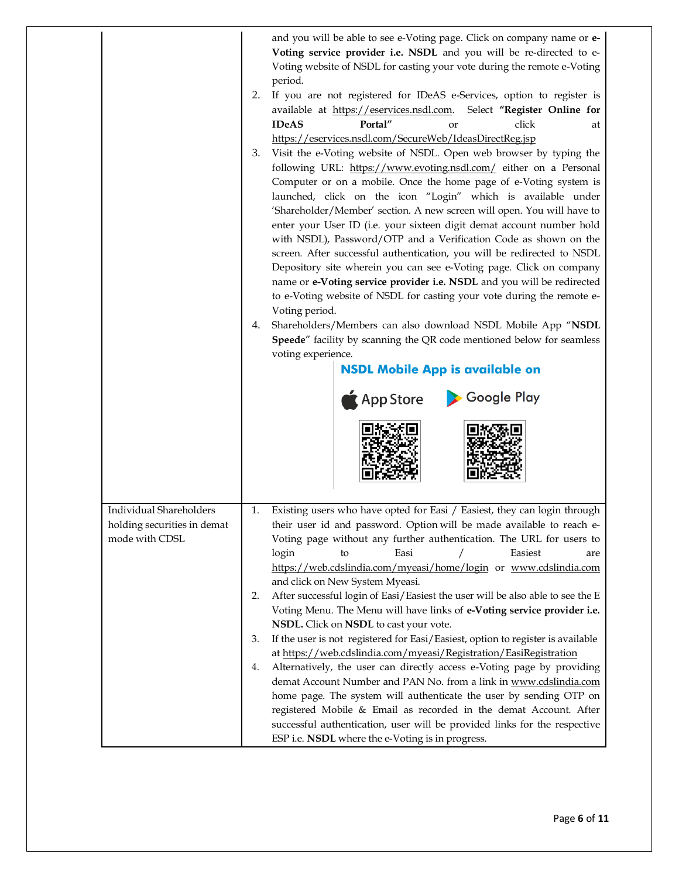| | |
|---|---|
| | and you will be able to see e-Voting page. Click on company name or **e-Voting service provider i.e. NSDL** and you will be re-directed to e-Voting website of NSDL for casting your vote during the remote e-Voting period.<br>2. If you are not registered for IDeAS e-Services, option to register is available at https://eservices.nsdl.com. Select **"Register Online for IDeAS Portal"** or click at https://eservices.nsdl.com/SecureWeb/IdeasDirectReg.jsp<br>3. Visit the e-Voting website of NSDL. Open web browser by typing the following URL: https://www.evoting.nsdl.com/ either on a Personal Computer or on a mobile. Once the home page of e-Voting system is launched, click on the icon "Login" which is available under 'Shareholder/Member' section. A new screen will open. You will have to enter your User ID (i.e. your sixteen digit demat account number hold with NSDL), Password/OTP and a Verification Code as shown on the screen. After successful authentication, you will be redirected to NSDL Depository site wherein you can see e-Voting page. Click on company name or **e-Voting service provider i.e. NSDL** and you will be redirected to e-Voting website of NSDL for casting your vote during the remote e-Voting period.<br>4. Shareholders/Members can also download NSDL Mobile App "**NSDL Speede**" facility by scanning the QR code mentioned below for seamless voting experience.<br>**NSDL Mobile App is available on**<br>App Store    Google Play |
| Individual Shareholders holding securities in demat mode with CDSL | 1. Existing users who have opted for Easi / Easiest, they can login through their user id and password. Option will be made available to reach e-Voting page without any further authentication. The URL for users to login to Easi / Easiest are https://web.cdslindia.com/myeasi/home/login or www.cdslindia.com and click on New System Myeasi.<br>2. After successful login of Easi/Easiest the user will be also able to see the E Voting Menu. The Menu will have links of **e-Voting service provider i.e. NSDL.** Click on **NSDL** to cast your vote.<br>3. If the user is not registered for Easi/Easiest, option to register is available at https://web.cdslindia.com/myeasi/Registration/EasiRegistration<br>4. Alternatively, the user can directly access e-Voting page by providing demat Account Number and PAN No. from a link in www.cdslindia.com home page. The system will authenticate the user by sending OTP on registered Mobile & Email as recorded in the demat Account. After successful authentication, user will be provided links for the respective ESP i.e. **NSDL** where the e-Voting is in progress. |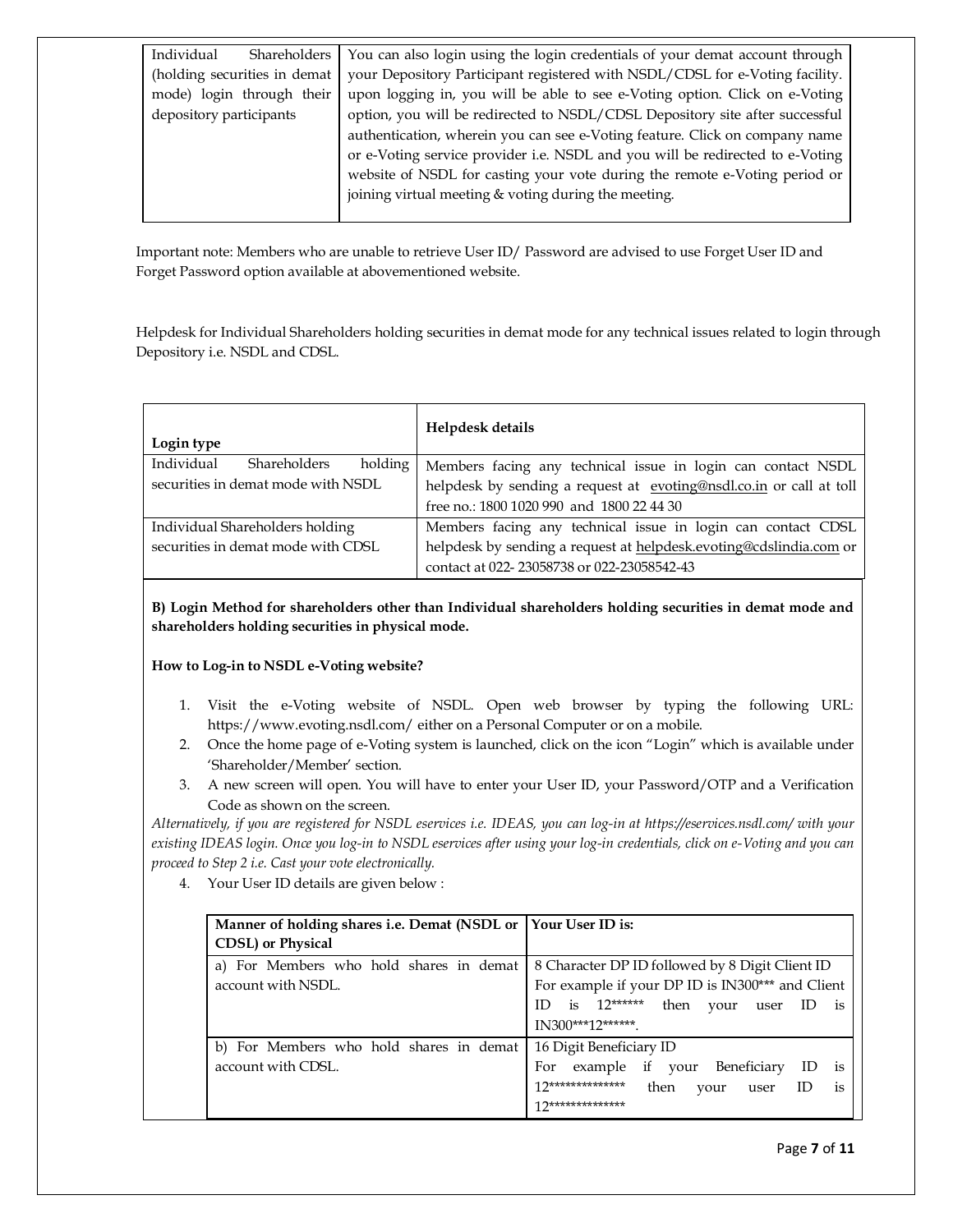| Individual Shareholders (holding securities in demat mode) login through their depository participants | You can also login using the login credentials of your demat account through your Depository Participant registered with NSDL/CDSL for e-Voting facility. upon logging in, you will be able to see e-Voting option. Click on e-Voting option, you will be redirected to NSDL/CDSL Depository site after successful authentication, wherein you can see e-Voting feature. Click on company name or e-Voting service provider i.e. NSDL and you will be redirected to e-Voting website of NSDL for casting your vote during the remote e-Voting period or joining virtual meeting & voting during the meeting. |
|---|---|

Important note: Members who are unable to retrieve User ID/ Password are advised to use Forget User ID and Forget Password option available at abovementioned website.

Helpdesk for Individual Shareholders holding securities in demat mode for any technical issues related to login through Depository i.e. NSDL and CDSL.

| Login type | Helpdesk details |
|---|---|
| Individual Shareholders holding securities in demat mode with NSDL | Members facing any technical issue in login can contact NSDL helpdesk by sending a request at evoting@nsdl.co.in or call at toll free no.: 1800 1020 990 and 1800 22 44 30 |
| Individual Shareholders holding securities in demat mode with CDSL | Members facing any technical issue in login can contact CDSL helpdesk by sending a request at helpdesk.evoting@cdslindia.com or contact at 022- 23058738 or 022-23058542-43 |

**B) Login Method for shareholders other than Individual shareholders holding securities in demat mode and shareholders holding securities in physical mode.**

**How to Log-in to NSDL e-Voting website?**

1. Visit the e-Voting website of NSDL. Open web browser by typing the following URL: https://www.evoting.nsdl.com/ either on a Personal Computer or on a mobile.
2. Once the home page of e-Voting system is launched, click on the icon "Login" which is available under 'Shareholder/Member' section.
3. A new screen will open. You will have to enter your User ID, your Password/OTP and a Verification Code as shown on the screen.

*Alternatively, if you are registered for NSDL eservices i.e. IDEAS, you can log-in at https://eservices.nsdl.com/ with your existing IDEAS login. Once you log-in to NSDL eservices after using your log-in credentials, click on e-Voting and you can proceed to Step 2 i.e. Cast your vote electronically.*

4. Your User ID details are given below :

| Manner of holding shares i.e. Demat (NSDL or CDSL) or Physical | Your User ID is: |
|---|---|
| a) For Members who hold shares in demat account with NSDL. | 8 Character DP ID followed by 8 Digit Client ID For example if your DP ID is IN300*** and Client ID is 12****** then your user ID is IN300***12******. |
| b) For Members who hold shares in demat account with CDSL. | 16 Digit Beneficiary ID For example if your Beneficiary ID is 12************** then your user ID is 12************** |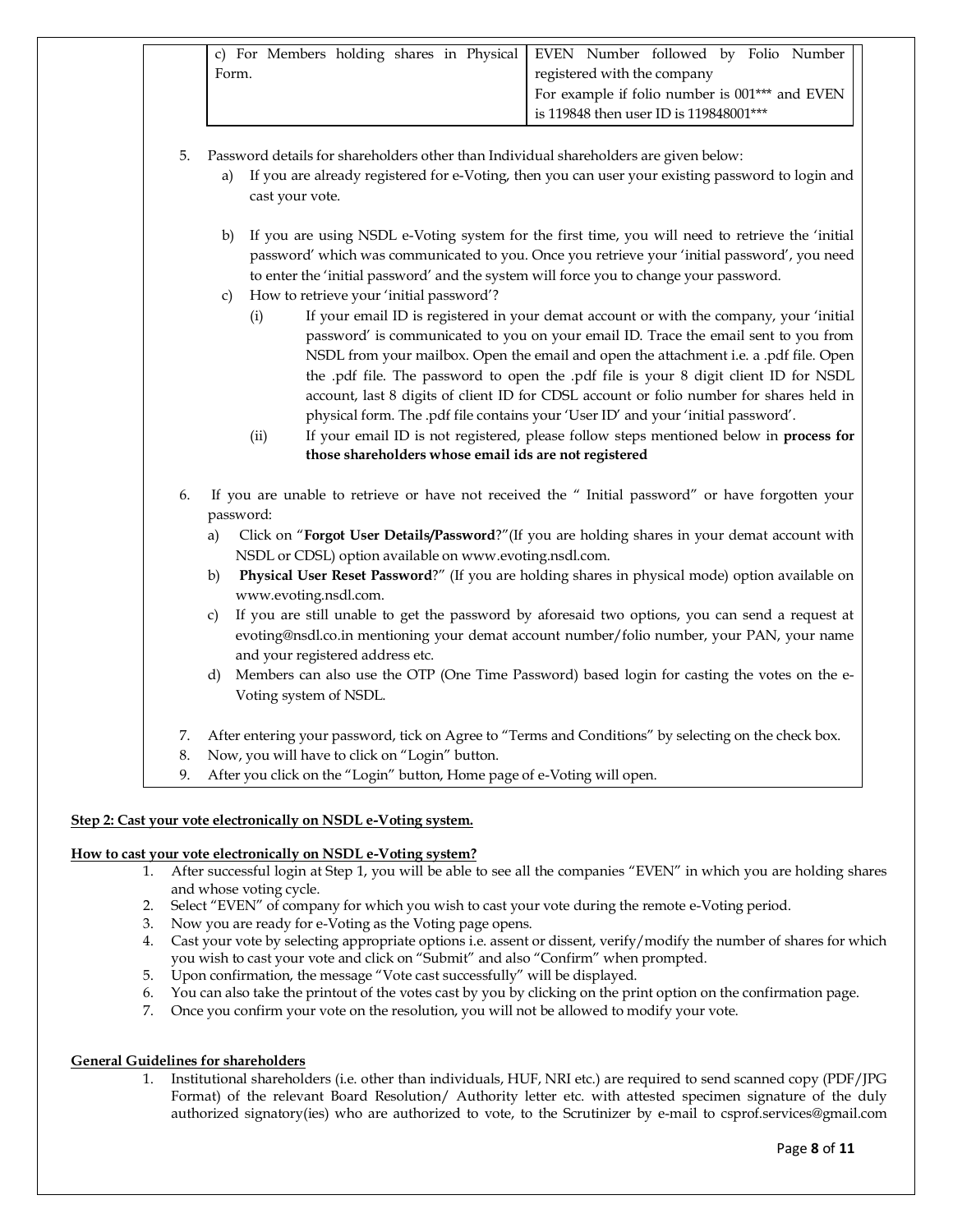| c) For Members holding shares in Physical Form. | EVEN Number followed by Folio Number registered with the company<br>For example if folio number is 001*** and EVEN is 119848 then user ID is 119848001*** |
|---|---|

5. Password details for shareholders other than Individual shareholders are given below:
   a) If you are already registered for e-Voting, then you can user your existing password to login and cast your vote.

   b) If you are using NSDL e-Voting system for the first time, you will need to retrieve the 'initial password' which was communicated to you. Once you retrieve your 'initial password', you need to enter the 'initial password' and the system will force you to change your password.
   c) How to retrieve your 'initial password'?
      (i) If your email ID is registered in your demat account or with the company, your 'initial password' is communicated to you on your email ID. Trace the email sent to you from NSDL from your mailbox. Open the email and open the attachment i.e. a .pdf file. Open the .pdf file. The password to open the .pdf file is your 8 digit client ID for NSDL account, last 8 digits of client ID for CDSL account or folio number for shares held in physical form. The .pdf file contains your 'User ID' and your 'initial password'.
      (ii) If your email ID is not registered, please follow steps mentioned below in **process for those shareholders whose email ids are not registered**

6. If you are unable to retrieve or have not received the " Initial password" or have forgotten your password:
   a) Click on "**Forgot User Details/Password**?"(If you are holding shares in your demat account with NSDL or CDSL) option available on www.evoting.nsdl.com.
   b) **Physical User Reset Password**?" (If you are holding shares in physical mode) option available on www.evoting.nsdl.com.
   c) If you are still unable to get the password by aforesaid two options, you can send a request at evoting@nsdl.co.in mentioning your demat account number/folio number, your PAN, your name and your registered address etc.
   d) Members can also use the OTP (One Time Password) based login for casting the votes on the e-Voting system of NSDL.

7. After entering your password, tick on Agree to "Terms and Conditions" by selecting on the check box.
8. Now, you will have to click on "Login" button.
9. After you click on the "Login" button, Home page of e-Voting will open.

**Step 2: Cast your vote electronically on NSDL e-Voting system.**

**How to cast your vote electronically on NSDL e-Voting system?**

1. After successful login at Step 1, you will be able to see all the companies "EVEN" in which you are holding shares and whose voting cycle.
2. Select "EVEN" of company for which you wish to cast your vote during the remote e-Voting period.
3. Now you are ready for e-Voting as the Voting page opens.
4. Cast your vote by selecting appropriate options i.e. assent or dissent, verify/modify the number of shares for which you wish to cast your vote and click on "Submit" and also "Confirm" when prompted.
5. Upon confirmation, the message "Vote cast successfully" will be displayed.
6. You can also take the printout of the votes cast by you by clicking on the print option on the confirmation page.
7. Once you confirm your vote on the resolution, you will not be allowed to modify your vote.

**General Guidelines for shareholders**

1. Institutional shareholders (i.e. other than individuals, HUF, NRI etc.) are required to send scanned copy (PDF/JPG Format) of the relevant Board Resolution/ Authority letter etc. with attested specimen signature of the duly authorized signatory(ies) who are authorized to vote, to the Scrutinizer by e-mail to csprof.services@gmail.com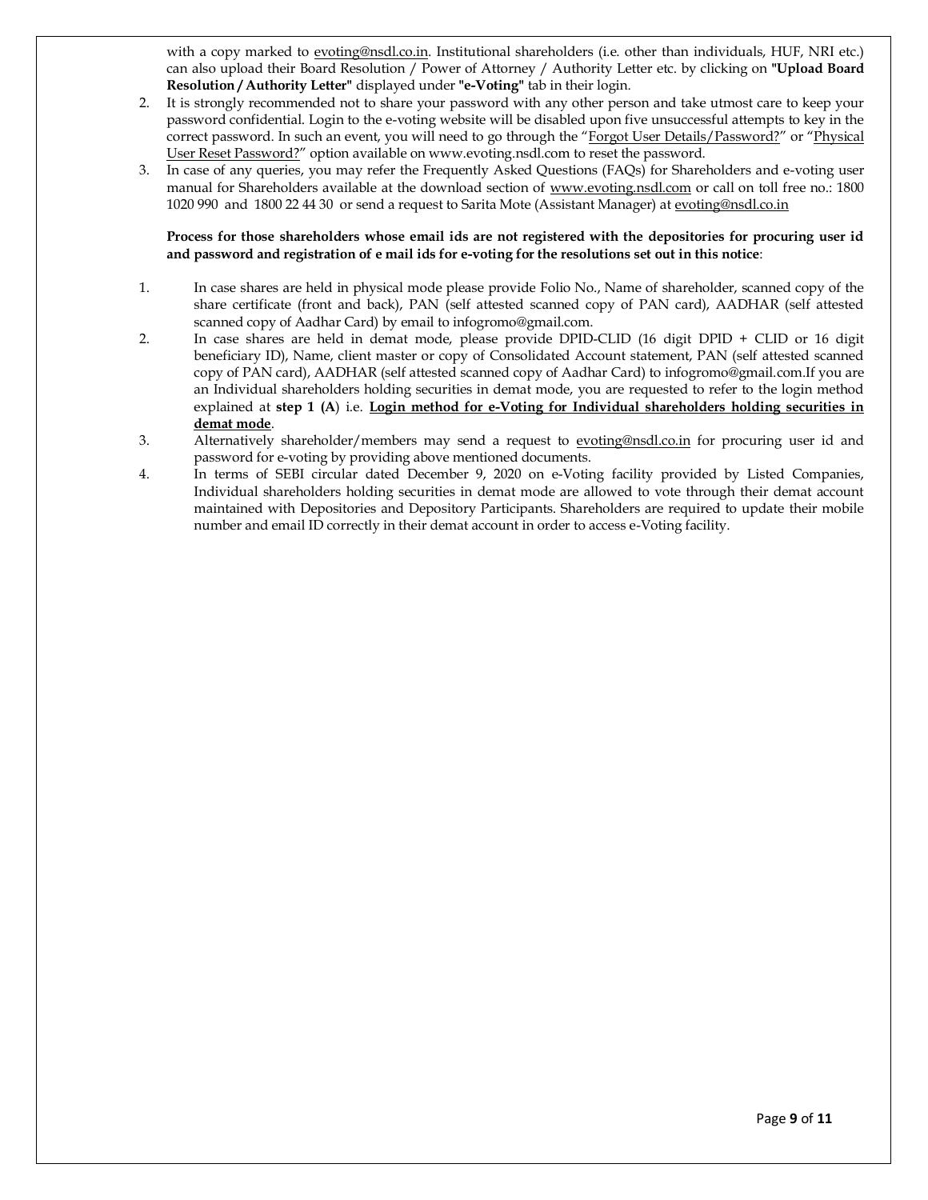with a copy marked to evoting@nsdl.co.in. Institutional shareholders (i.e. other than individuals, HUF, NRI etc.) can also upload their Board Resolution / Power of Attorney / Authority Letter etc. by clicking on **"Upload Board Resolution / Authority Letter"** displayed under **"e-Voting"** tab in their login.

2. It is strongly recommended not to share your password with any other person and take utmost care to keep your password confidential. Login to the e-voting website will be disabled upon five unsuccessful attempts to key in the correct password. In such an event, you will need to go through the "Forgot User Details/Password?" or "Physical User Reset Password?" option available on www.evoting.nsdl.com to reset the password.
3. In case of any queries, you may refer the Frequently Asked Questions (FAQs) for Shareholders and e-voting user manual for Shareholders available at the download section of www.evoting.nsdl.com or call on toll free no.: 1800 1020 990 and 1800 22 44 30 or send a request to Sarita Mote (Assistant Manager) at evoting@nsdl.co.in

**Process for those shareholders whose email ids are not registered with the depositories for procuring user id and password and registration of e mail ids for e-voting for the resolutions set out in this notice**:

1. In case shares are held in physical mode please provide Folio No., Name of shareholder, scanned copy of the share certificate (front and back), PAN (self attested scanned copy of PAN card), AADHAR (self attested scanned copy of Aadhar Card) by email to infogromo@gmail.com.
2. In case shares are held in demat mode, please provide DPID-CLID (16 digit DPID + CLID or 16 digit beneficiary ID), Name, client master or copy of Consolidated Account statement, PAN (self attested scanned copy of PAN card), AADHAR (self attested scanned copy of Aadhar Card) to infogromo@gmail.com.If you are an Individual shareholders holding securities in demat mode, you are requested to refer to the login method explained at **step 1 (A**) i.e. **Login method for e-Voting for Individual shareholders holding securities in demat mode**.
3. Alternatively shareholder/members may send a request to evoting@nsdl.co.in for procuring user id and password for e-voting by providing above mentioned documents.
4. In terms of SEBI circular dated December 9, 2020 on e-Voting facility provided by Listed Companies, Individual shareholders holding securities in demat mode are allowed to vote through their demat account maintained with Depositories and Depository Participants. Shareholders are required to update their mobile number and email ID correctly in their demat account in order to access e-Voting facility.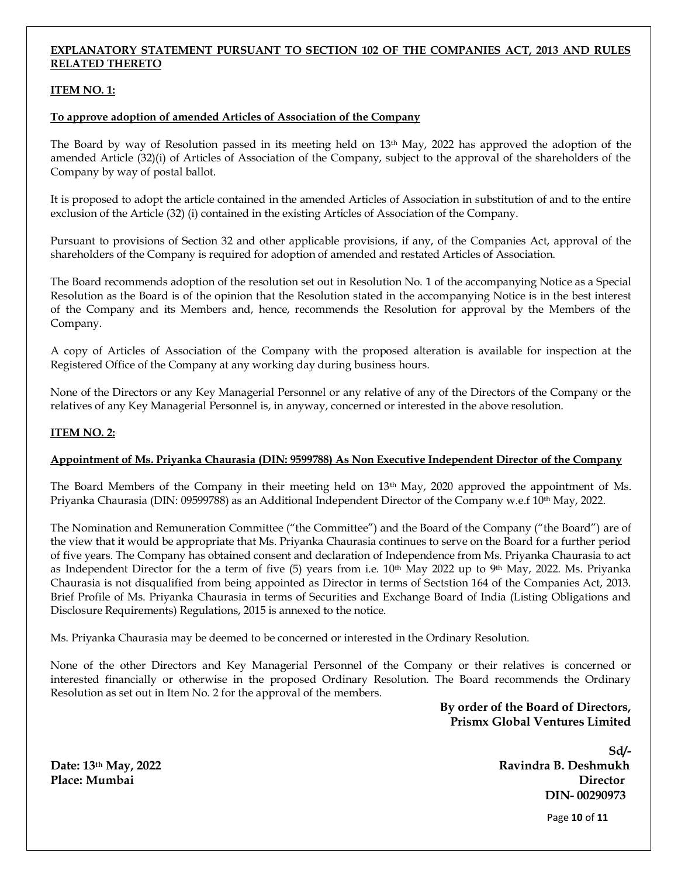## EXPLANATORY STATEMENT PURSUANT TO SECTION 102 OF THE COMPANIES ACT, 2013 AND RULES RELATED THERETO

### ITEM NO. 1:

**To approve adoption of amended Articles of Association of the Company**

The Board by way of Resolution passed in its meeting held on 13th May, 2022 has approved the adoption of the amended Article (32)(i) of Articles of Association of the Company, subject to the approval of the shareholders of the Company by way of postal ballot.

It is proposed to adopt the article contained in the amended Articles of Association in substitution of and to the entire exclusion of the Article (32) (i) contained in the existing Articles of Association of the Company.

Pursuant to provisions of Section 32 and other applicable provisions, if any, of the Companies Act, approval of the shareholders of the Company is required for adoption of amended and restated Articles of Association.

The Board recommends adoption of the resolution set out in Resolution No. 1 of the accompanying Notice as a Special Resolution as the Board is of the opinion that the Resolution stated in the accompanying Notice is in the best interest of the Company and its Members and, hence, recommends the Resolution for approval by the Members of the Company.

A copy of Articles of Association of the Company with the proposed alteration is available for inspection at the Registered Office of the Company at any working day during business hours.

None of the Directors or any Key Managerial Personnel or any relative of any of the Directors of the Company or the relatives of any Key Managerial Personnel is, in anyway, concerned or interested in the above resolution.

### ITEM NO. 2:

**Appointment of Ms. Priyanka Chaurasia (DIN: 9599788) As Non Executive Independent Director of the Company**

The Board Members of the Company in their meeting held on 13th May, 2020 approved the appointment of Ms. Priyanka Chaurasia (DIN: 09599788) as an Additional Independent Director of the Company w.e.f 10th May, 2022.

The Nomination and Remuneration Committee ("the Committee") and the Board of the Company ("the Board") are of the view that it would be appropriate that Ms. Priyanka Chaurasia continues to serve on the Board for a further period of five years. The Company has obtained consent and declaration of Independence from Ms. Priyanka Chaurasia to act as Independent Director for the a term of five (5) years from i.e. 10th May 2022 up to 9th May, 2022. Ms. Priyanka Chaurasia is not disqualified from being appointed as Director in terms of Sectstion 164 of the Companies Act, 2013. Brief Profile of Ms. Priyanka Chaurasia in terms of Securities and Exchange Board of India (Listing Obligations and Disclosure Requirements) Regulations, 2015 is annexed to the notice.

Ms. Priyanka Chaurasia may be deemed to be concerned or interested in the Ordinary Resolution.

None of the other Directors and Key Managerial Personnel of the Company or their relatives is concerned or interested financially or otherwise in the proposed Ordinary Resolution. The Board recommends the Ordinary Resolution as set out in Item No. 2 for the approval of the members.

**By order of the Board of Directors,**
**Prismx Global Ventures Limited**

**Sd/-**
**Ravindra B. Deshmukh**
**Director**
**DIN- 00290973**

**Date: 13th May, 2022**
**Place: Mumbai**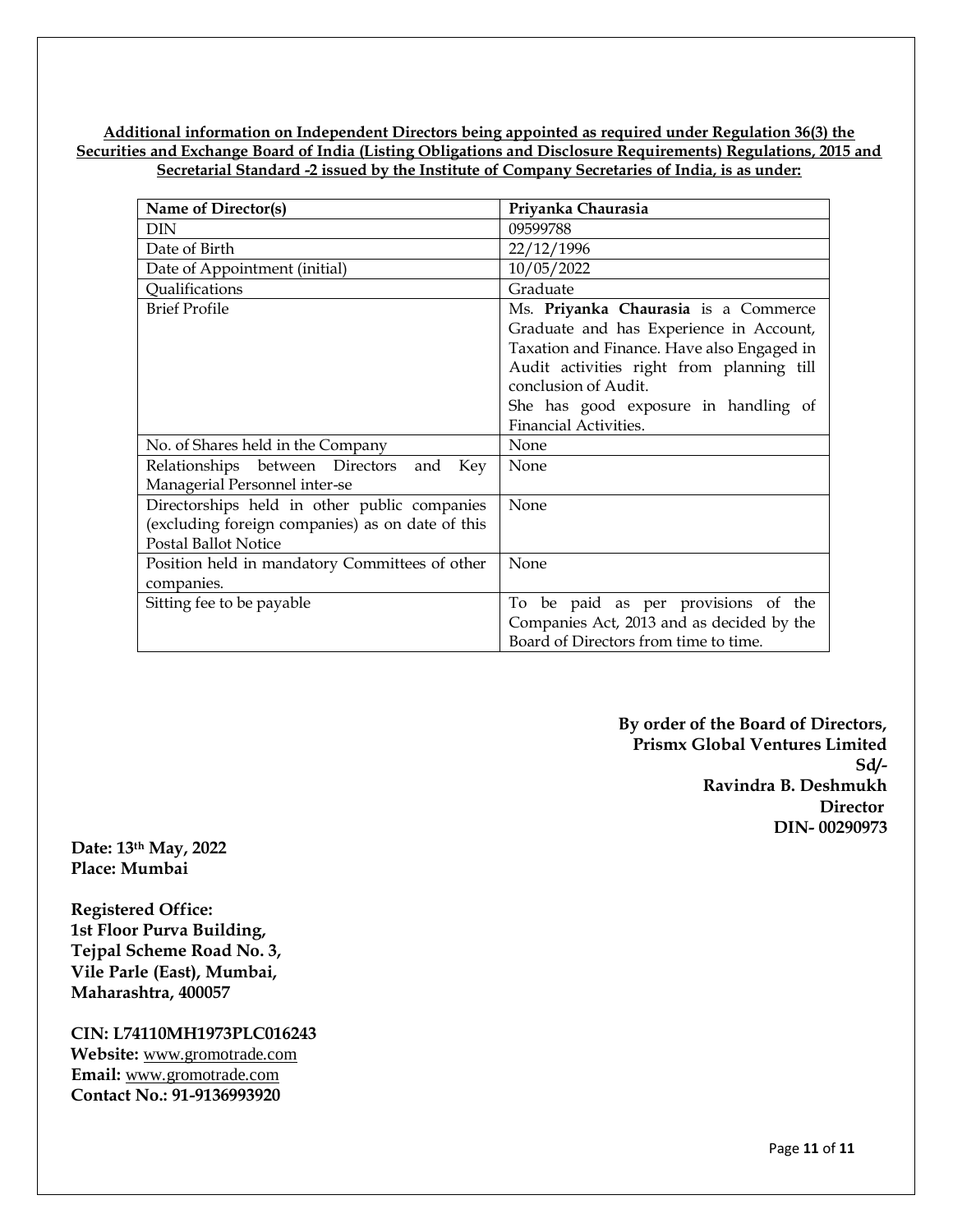**Additional information on Independent Directors being appointed as required under Regulation 36(3) the Securities and Exchange Board of India (Listing Obligations and Disclosure Requirements) Regulations, 2015 and Secretarial Standard -2 issued by the Institute of Company Secretaries of India, is as under:**

| Name of Director(s) | Priyanka Chaurasia |
|---|---|
| DIN | 09599788 |
| Date of Birth | 22/12/1996 |
| Date of Appointment (initial) | 10/05/2022 |
| Qualifications | Graduate |
| Brief Profile | Ms. **Priyanka Chaurasia** is a Commerce Graduate and has Experience in Account, Taxation and Finance. Have also Engaged in Audit activities right from planning till conclusion of Audit.<br>She has good exposure in handling of Financial Activities. |
| No. of Shares held in the Company | None |
| Relationships between Directors and Key Managerial Personnel inter-se | None |
| Directorships held in other public companies (excluding foreign companies) as on date of this Postal Ballot Notice | None |
| Position held in mandatory Committees of other companies. | None |
| Sitting fee to be payable | To be paid as per provisions of the Companies Act, 2013 and as decided by the Board of Directors from time to time. |

**By order of the Board of Directors,**
**Prismx Global Ventures Limited**
**Sd/-**
**Ravindra B. Deshmukh**
**Director**
**DIN- 00290973**

**Date: 13th May, 2022**
**Place: Mumbai**

**Registered Office:**
**1st Floor Purva Building,**
**Tejpal Scheme Road No. 3,**
**Vile Parle (East), Mumbai,**
**Maharashtra, 400057**

**CIN: L74110MH1973PLC016243**
**Website:** www.gromotrade.com
**Email:** www.gromotrade.com
**Contact No.: 91-9136993920**